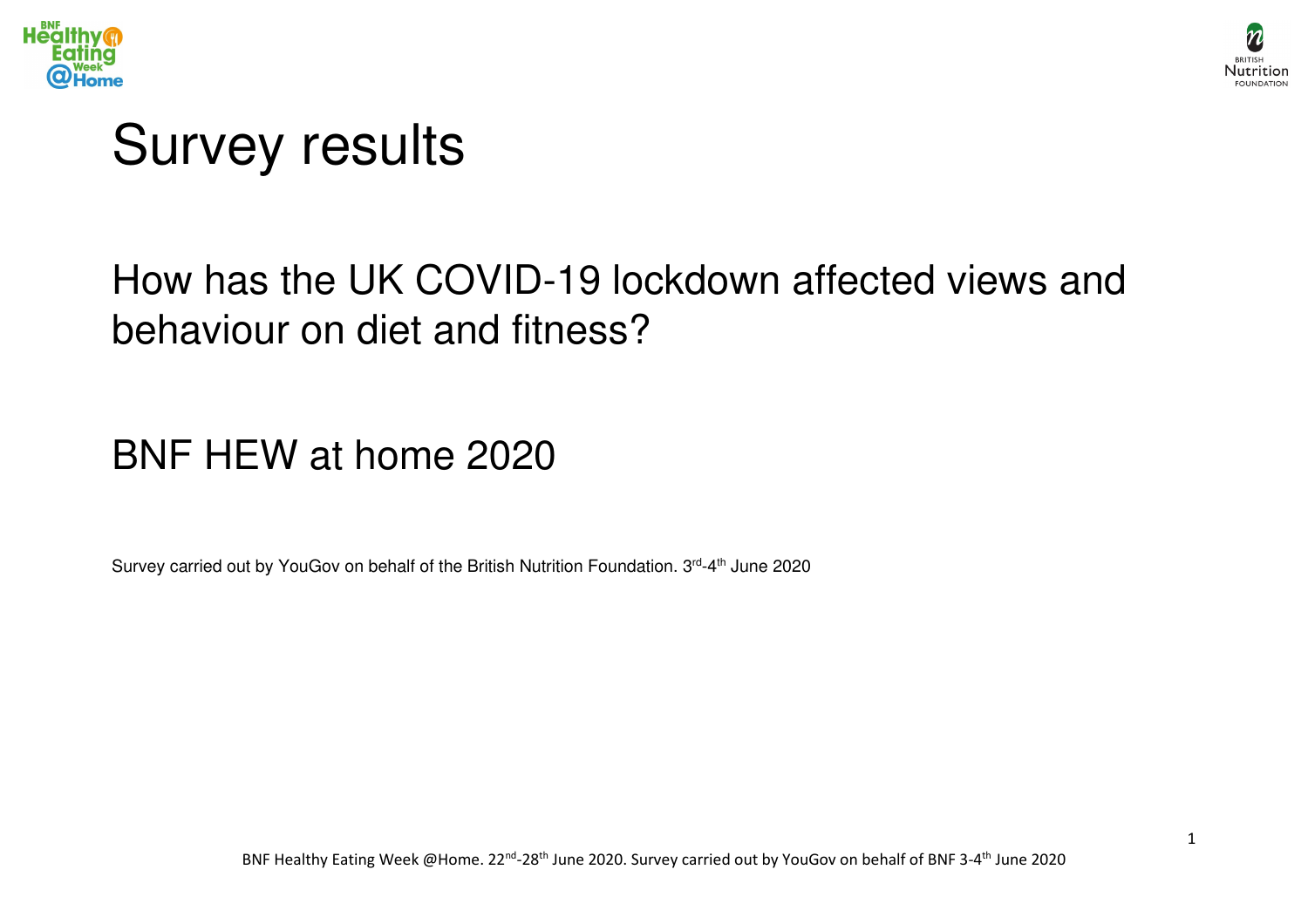# Survey results

## How has the UK COVID-19 lockdown affected views and behaviour on diet and fitness?

## BNF HEW at home 2020

Survey carried out by YouGov on behalf of the British Nutrition Foundation. 3rd-4th June 2020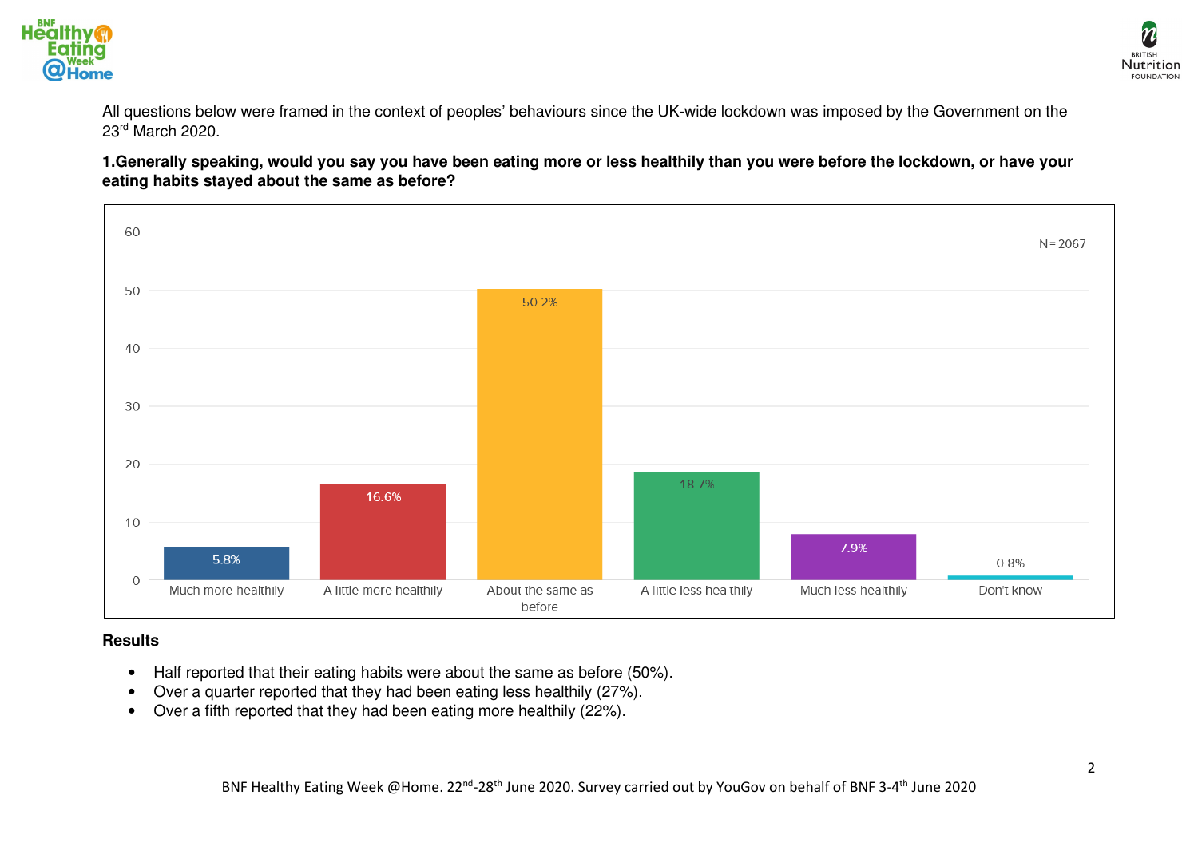All questions below were framed in the context of peoples' behaviours since the UK-wide lockdown was imposed by the Government on the 23rd March 2020.

**1.Generally speaking, would you say you have been eating more or less healthily than you were before the lockdown, or have your eating habits stayed about the same as before?**

N = 2067

| Response | % |
|---|---|
| Much more healthily | 5.8% |
| A little more healthily | 16.6% |
| About the same as before | 50.2% |
| A little less healthily | 18.7% |
| Much less healthily | 7.9% |
| Don't know | 0.8% |

**Results**

- Half reported that their eating habits were about the same as before (50%).
- Over a quarter reported that they had been eating less healthily (27%).
- Over a fifth reported that they had been eating more healthily (22%).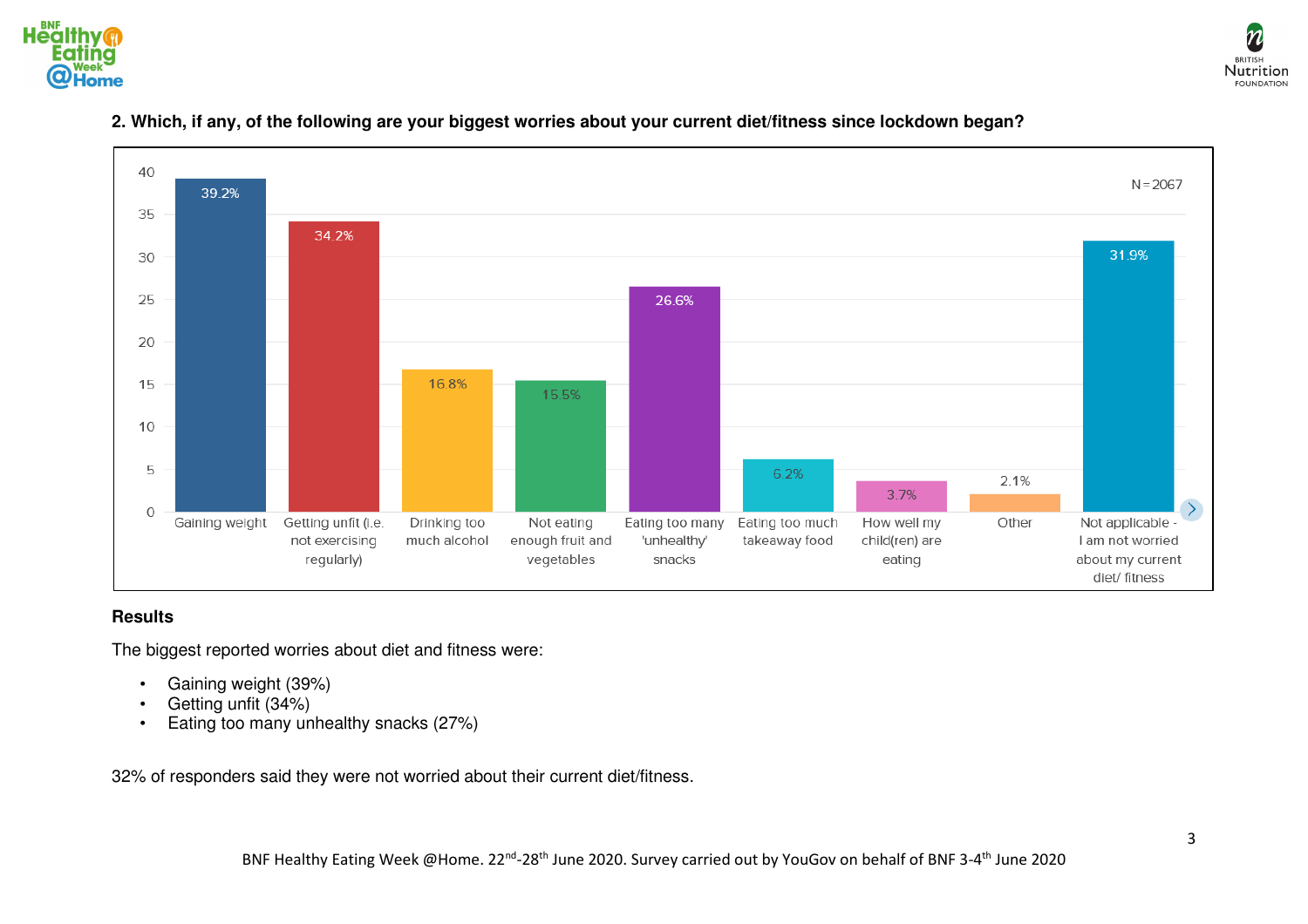**2. Which, if any, of the following are your biggest worries about your current diet/fitness since lockdown began?**

N=2067

| Response | % |
|---|---|
| Gaining weight | 39.2% |
| Getting unfit (i.e. not exercising regularly) | 34.2% |
| Drinking too much alcohol | 16.8% |
| Not eating enough fruit and vegetables | 15.5% |
| Eating too many 'unhealthy' snacks | 26.6% |
| Eating too much takeaway food | 6.2% |
| How well my child(ren) are eating | 3.7% |
| Other | 2.1% |
| Not applicable - I am not worried about my current diet/ fitness | 31.9% |

**Results**

The biggest reported worries about diet and fitness were:

- Gaining weight (39%)
- Getting unfit (34%)
- Eating too many unhealthy snacks (27%)

32% of responders said they were not worried about their current diet/fitness.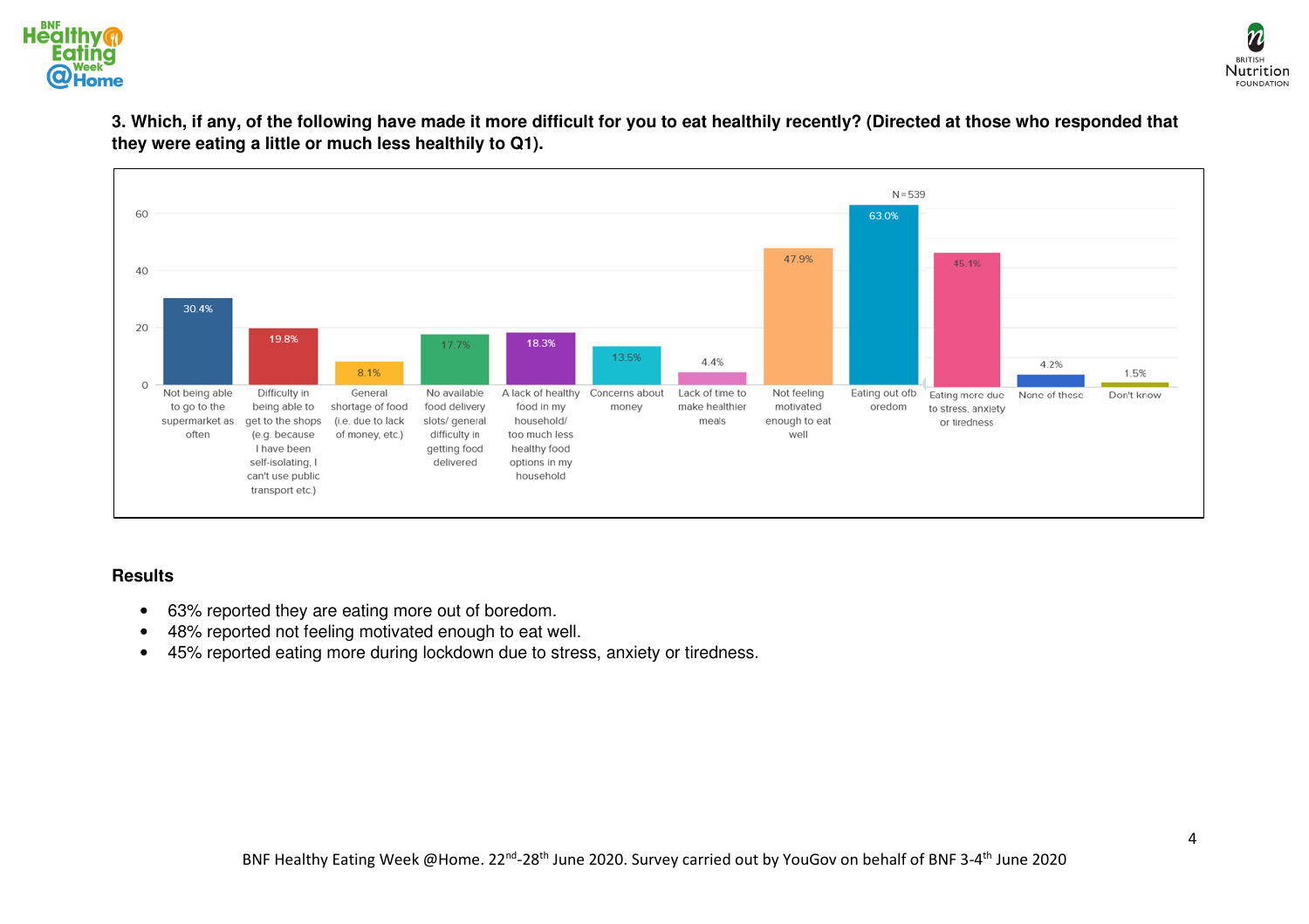**3. Which, if any, of the following have made it more difficult for you to eat healthily recently? (Directed at those who responded that they were eating a little or much less healthily to Q1).**

N=539

| Response | % |
|---|---|
| Not being able to go to the supermarket as often | 30.4% |
| Difficulty in being able to get to the shops (e.g. because I have been self-isolating, I can't use public transport etc.) | 19.8% |
| General shortage of food (i.e. due to lack of money, etc.) | 8.1% |
| No available food delivery slots/ general difficulty in getting food delivered | 17.7% |
| A lack of healthy food in my household/ too much less healthy food options in my household | 18.3% |
| Concerns about money | 13.5% |
| Lack of time to make healthier meals | 4.4% |
| Not feeling motivated enough to eat well | 47.9% |
| Eating out of boredom | 63.0% |
| Eating more due to stress, anxiety or tiredness | 45.1% |
| None of these | 4.2% |
| Don't know | 1.5% |

**Results**

- 63% reported they are eating more out of boredom.
- 48% reported not feeling motivated enough to eat well.
- 45% reported eating more during lockdown due to stress, anxiety or tiredness.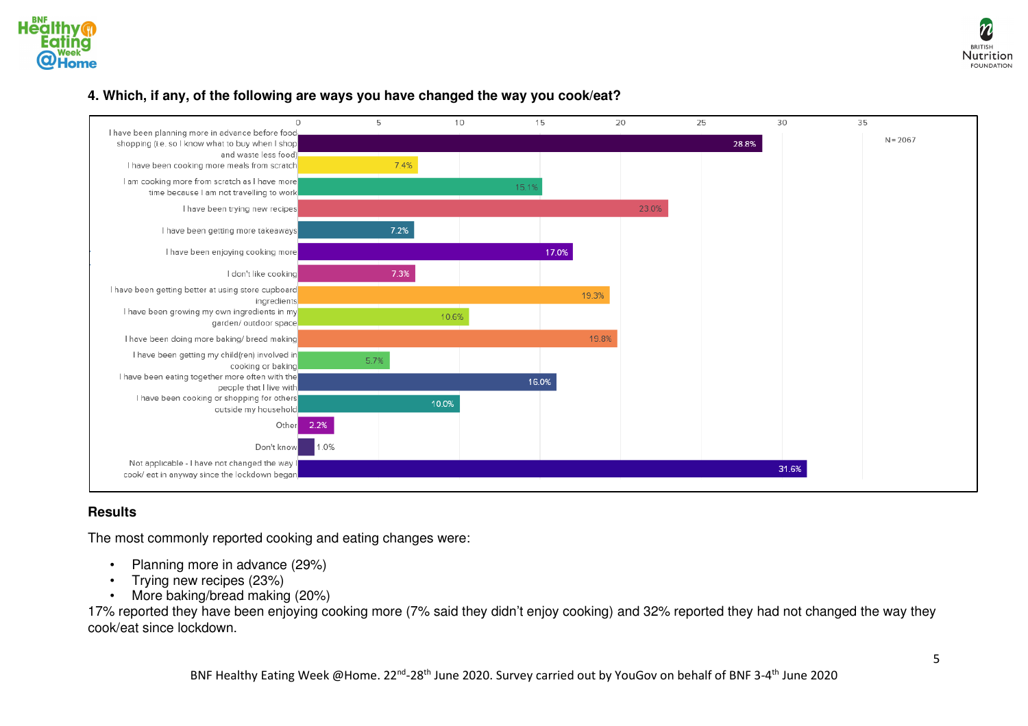**4. Which, if any, of the following are ways you have changed the way you cook/eat?**

N=2067

| Response | % |
|---|---|
| I have been planning more in advance before food shopping (i.e. so I know what to buy when I shop and waste less food) | 28.8% |
| I have been cooking more meals from scratch | 7.4% |
| I am cooking more from scratch as I have more time because I am not travelling to work | 15.1% |
| I have been trying new recipes | 23.0% |
| I have been getting more takeaways | 7.2% |
| I have been enjoying cooking more | 17.0% |
| I don't like cooking | 7.3% |
| I have been getting better at using store cupboard ingredients | 19.3% |
| I have been growing my own ingredients in my garden/ outdoor space | 10.6% |
| I have been doing more baking/ bread making | 19.8% |
| I have been getting my child(ren) involved in cooking or baking | 5.7% |
| I have been eating together more often with the people that I live with | 16.0% |
| I have been cooking or shopping for others outside my household | 10.0% |
| Other | 2.2% |
| Don't know | 1.0% |
| Not applicable - I have not changed the way I cook/ eat in anyway since the lockdown began | 31.6% |

## Results

The most commonly reported cooking and eating changes were:

- Planning more in advance (29%)
- Trying new recipes (23%)
- More baking/bread making (20%)

17% reported they have been enjoying cooking more (7% said they didn't enjoy cooking) and 32% reported they had not changed the way they cook/eat since lockdown.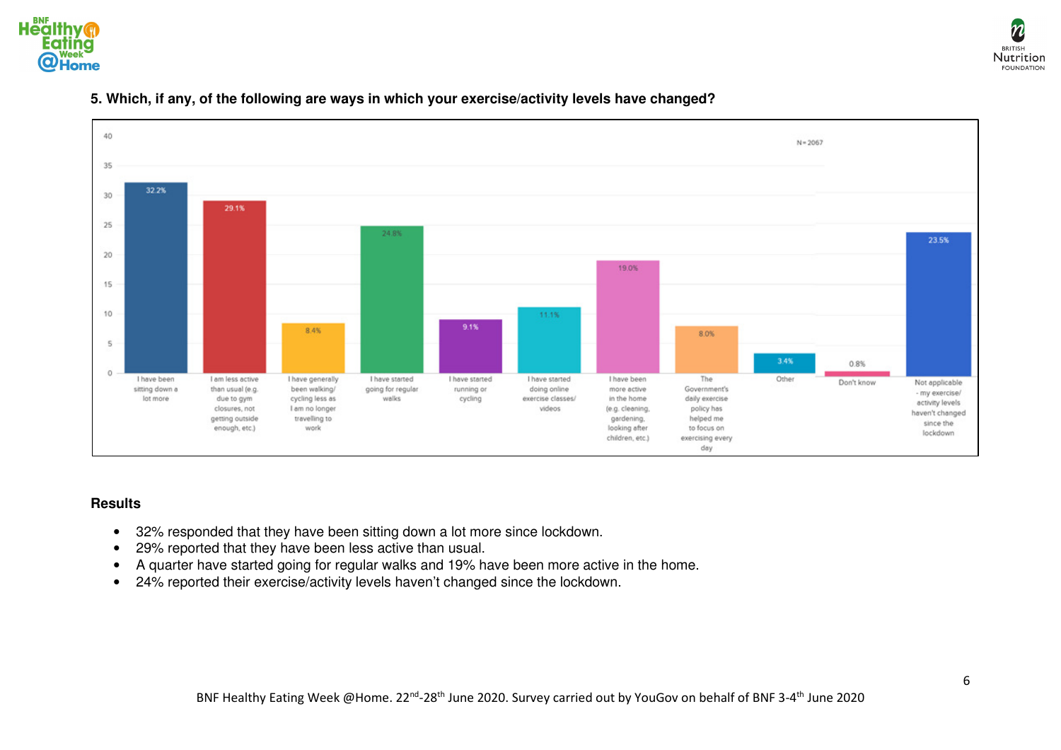**5. Which, if any, of the following are ways in which your exercise/activity levels have changed?**

| Response | % |
|---|---|
| I have been sitting down a lot more | 32.2% |
| I am less active than usual (e.g. due to gym closures, not getting outside enough, etc.) | 29.1% |
| I have generally been walking/ cycling less as I am no longer travelling to work | 8.4% |
| I have started going for regular walks | 24.8% |
| I have started running or cycling | 9.1% |
| I have started doing online exercise classes/ videos | 11.1% |
| I have been more active in the home (e.g. cleaning, gardening, looking after children, etc.) | 19.0% |
| The Government's daily exercise policy has helped me to focus on exercising every day | 8.0% |
| Other | 3.4% |
| Don't know | 0.8% |
| Not applicable - my exercise/ activity levels haven't changed since the lockdown | 23.5% |

N= 2067

**Results**

- 32% responded that they have been sitting down a lot more since lockdown.
- 29% reported that they have been less active than usual.
- A quarter have started going for regular walks and 19% have been more active in the home.
- 24% reported their exercise/activity levels haven't changed since the lockdown.

BNF Healthy Eating Week @Home. 22nd-28th June 2020. Survey carried out by YouGov on behalf of BNF 3-4th June 2020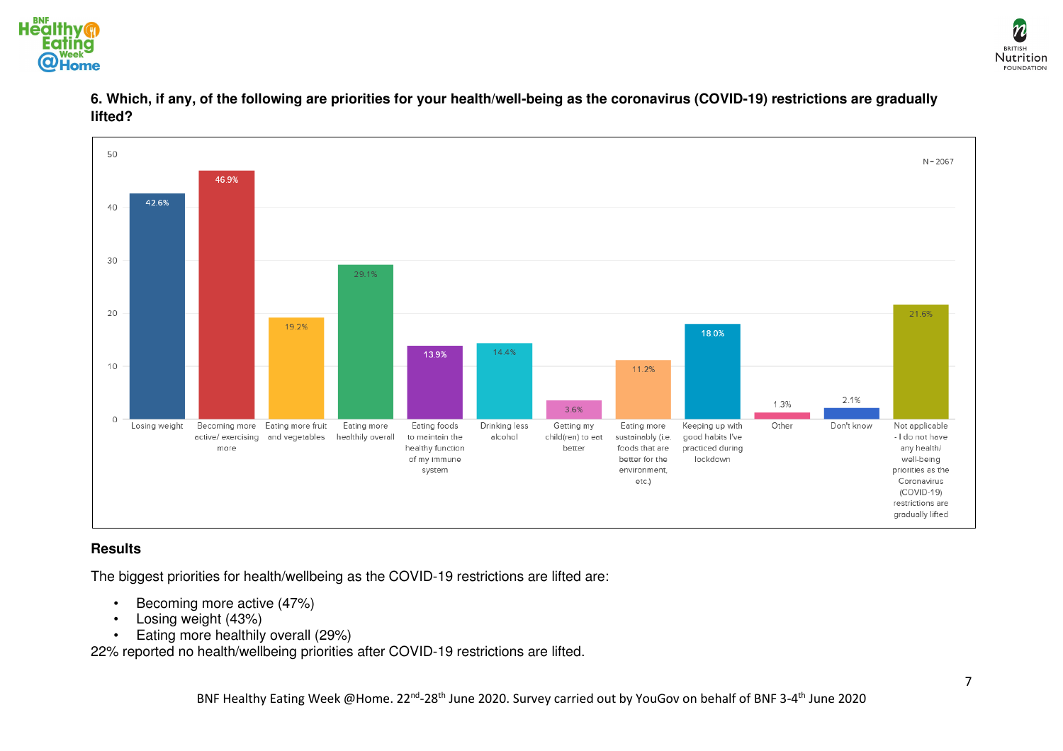**6. Which, if any, of the following are priorities for your health/well-being as the coronavirus (COVID-19) restrictions are gradually lifted?**

N = 2067

| Priority | % |
|---|---|
| Losing weight | 42.6% |
| Becoming more active/ exercising more | 46.9% |
| Eating more fruit and vegetables | 19.2% |
| Eating more healthily overall | 29.1% |
| Eating foods to maintain the healthy function of my immune system | 13.9% |
| Drinking less alcohol | 14.4% |
| Getting my child(ren) to eat better | 3.6% |
| Eating more sustainably (i.e. foods that are better for the environment, etc.) | 11.2% |
| Keeping up with good habits I've practiced during lockdown | 18.0% |
| Other | 1.3% |
| Don't know | 2.1% |
| Not applicable - I do not have any health/ well-being priorities as the Coronavirus (COVID-19) restrictions are gradually lifted | 21.6% |

**Results**

The biggest priorities for health/wellbeing as the COVID-19 restrictions are lifted are:

- Becoming more active (47%)
- Losing weight (43%)
- Eating more healthily overall (29%)

22% reported no health/wellbeing priorities after COVID-19 restrictions are lifted.

BNF Healthy Eating Week @Home. 22nd-28th June 2020. Survey carried out by YouGov on behalf of BNF 3-4th June 2020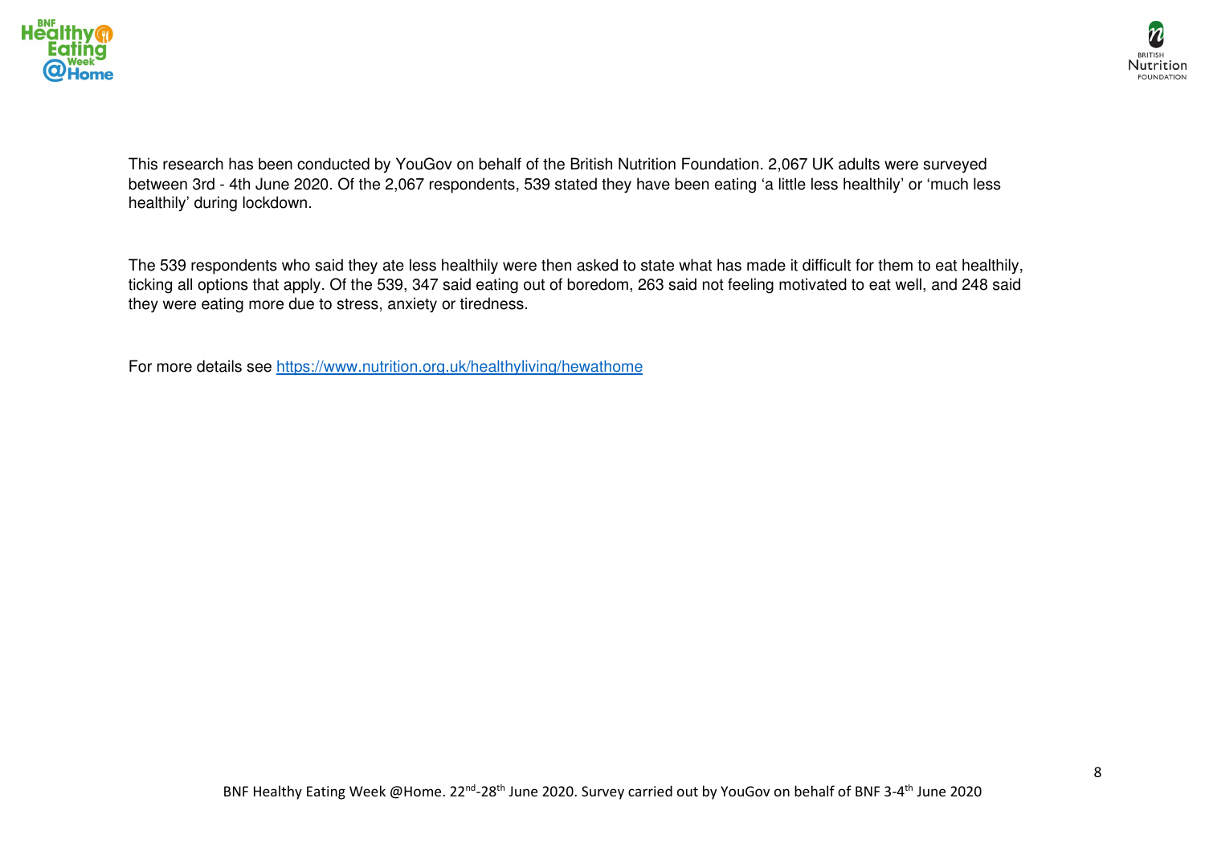This research has been conducted by YouGov on behalf of the British Nutrition Foundation. 2,067 UK adults were surveyed between 3rd - 4th June 2020. Of the 2,067 respondents, 539 stated they have been eating 'a little less healthily' or 'much less healthily' during lockdown.

The 539 respondents who said they ate less healthily were then asked to state what has made it difficult for them to eat healthily, ticking all options that apply. Of the 539, 347 said eating out of boredom, 263 said not feeling motivated to eat well, and 248 said they were eating more due to stress, anxiety or tiredness.

For more details see [https://www.nutrition.org.uk/healthyliving/hewathome](https://www.nutrition.org.uk/healthyliving/hewathome)